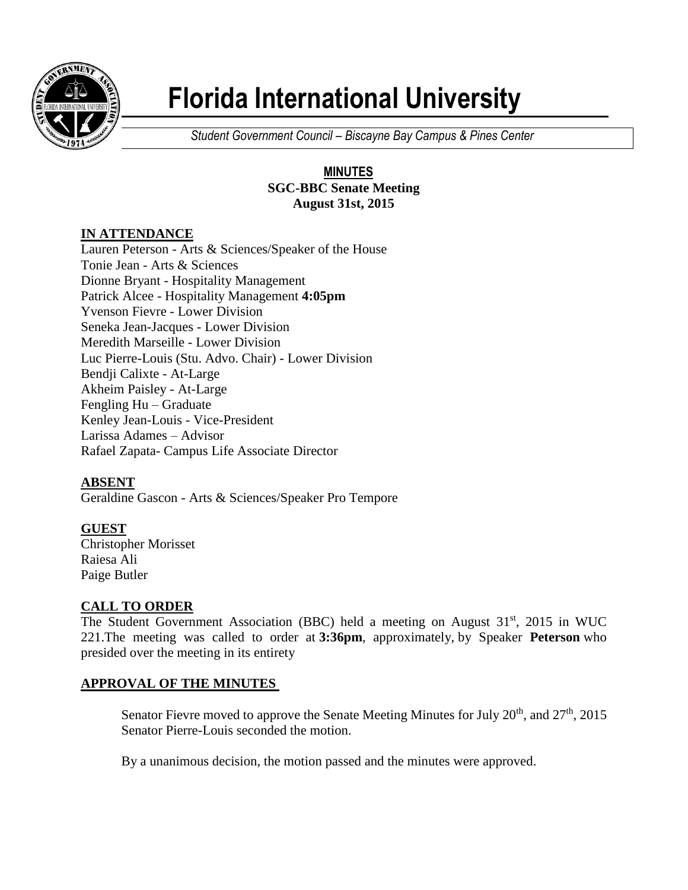# Florida International University

*Student Government Council – Biscayne Bay Campus & Pines Center*

**MINUTES**
**SGC-BBC Senate Meeting**
**August 31st, 2015**

## IN ATTENDANCE

Lauren Peterson - Arts & Sciences/Speaker of the House
Tonie Jean - Arts & Sciences
Dionne Bryant - Hospitality Management
Patrick Alcee - Hospitality Management **4:05pm**
Yvenson Fievre - Lower Division
Seneka Jean-Jacques - Lower Division
Meredith Marseille - Lower Division
Luc Pierre-Louis (Stu. Advo. Chair) - Lower Division
Bendji Calixte - At-Large
Akheim Paisley - At-Large
Fengling Hu – Graduate
Kenley Jean-Louis - Vice-President
Larissa Adames – Advisor
Rafael Zapata- Campus Life Associate Director

## ABSENT

Geraldine Gascon - Arts & Sciences/Speaker Pro Tempore

## GUEST

Christopher Morisset
Raiesa Ali
Paige Butler

## CALL TO ORDER

The Student Government Association (BBC) held a meeting on August 31st, 2015 in WUC 221.The meeting was called to order at **3:36pm**, approximately, by Speaker **Peterson** who presided over the meeting in its entirety

## APPROVAL OF THE MINUTES

Senator Fievre moved to approve the Senate Meeting Minutes for July 20th, and 27th, 2015 Senator Pierre-Louis seconded the motion.

By a unanimous decision, the motion passed and the minutes were approved.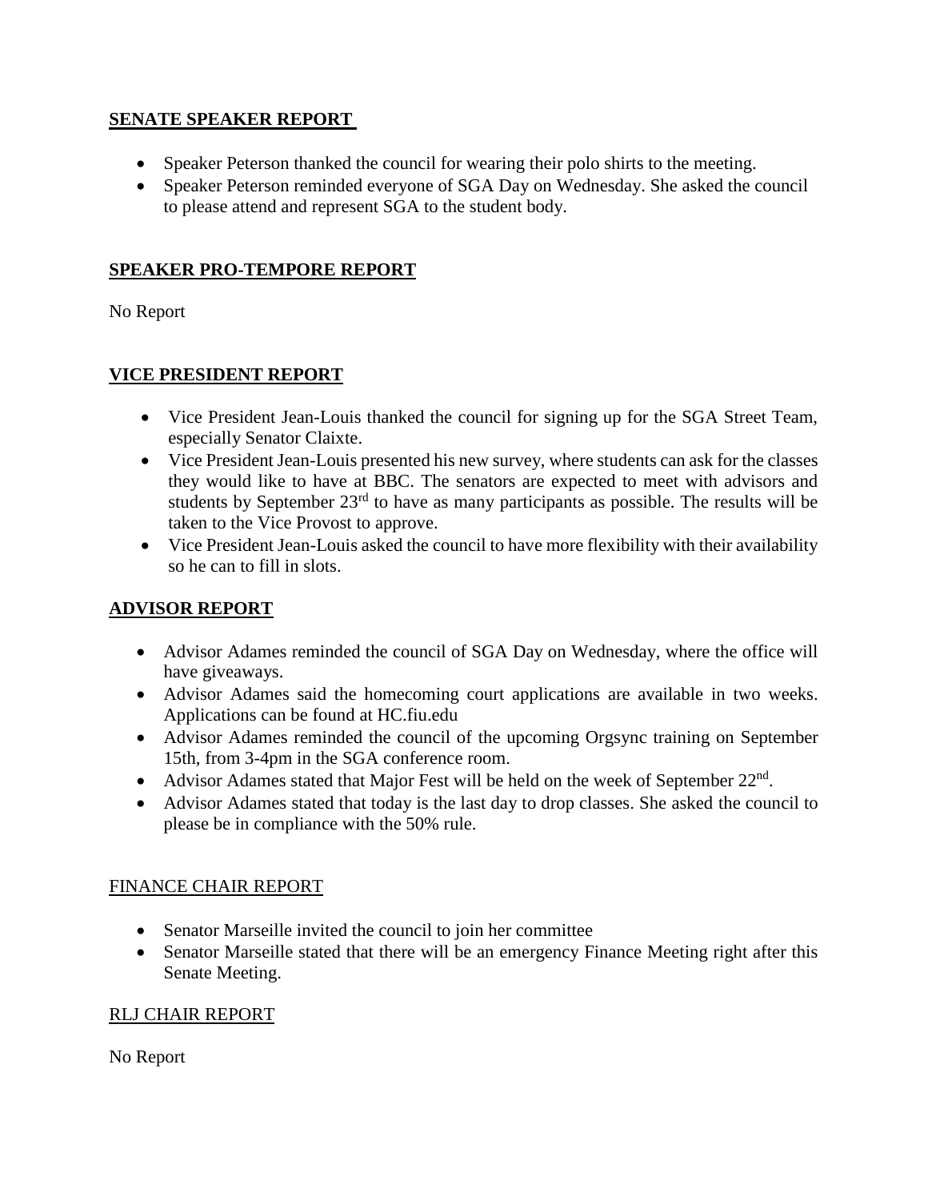## SENATE SPEAKER REPORT

- Speaker Peterson thanked the council for wearing their polo shirts to the meeting.
- Speaker Peterson reminded everyone of SGA Day on Wednesday. She asked the council to please attend and represent SGA to the student body.

## SPEAKER PRO-TEMPORE REPORT

No Report

## VICE PRESIDENT REPORT

- Vice President Jean-Louis thanked the council for signing up for the SGA Street Team, especially Senator Claixte.
- Vice President Jean-Louis presented his new survey, where students can ask for the classes they would like to have at BBC. The senators are expected to meet with advisors and students by September 23rd to have as many participants as possible. The results will be taken to the Vice Provost to approve.
- Vice President Jean-Louis asked the council to have more flexibility with their availability so he can to fill in slots.

## ADVISOR REPORT

- Advisor Adames reminded the council of SGA Day on Wednesday, where the office will have giveaways.
- Advisor Adames said the homecoming court applications are available in two weeks. Applications can be found at HC.fiu.edu
- Advisor Adames reminded the council of the upcoming Orgsync training on September 15th, from 3-4pm in the SGA conference room.
- Advisor Adames stated that Major Fest will be held on the week of September 22nd.
- Advisor Adames stated that today is the last day to drop classes. She asked the council to please be in compliance with the 50% rule.

## FINANCE CHAIR REPORT

- Senator Marseille invited the council to join her committee
- Senator Marseille stated that there will be an emergency Finance Meeting right after this Senate Meeting.

## RLJ CHAIR REPORT

No Report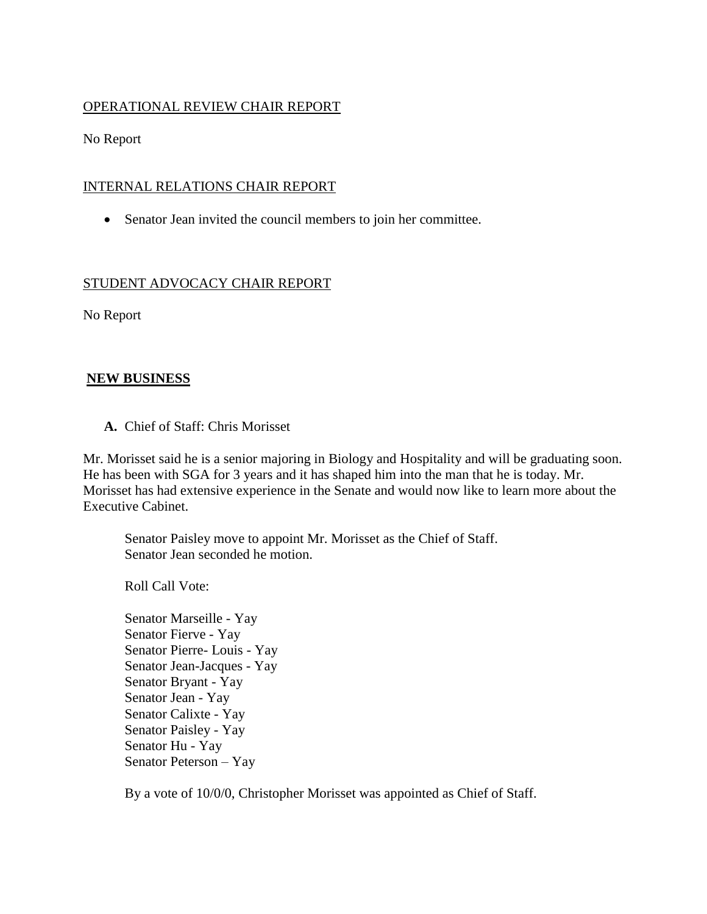OPERATIONAL REVIEW CHAIR REPORT

No Report

INTERNAL RELATIONS CHAIR REPORT

- Senator Jean invited the council members to join her committee.

STUDENT ADVOCACY CHAIR REPORT

No Report

## NEW BUSINESS

**A.** Chief of Staff: Chris Morisset

Mr. Morisset said he is a senior majoring in Biology and Hospitality and will be graduating soon. He has been with SGA for 3 years and it has shaped him into the man that he is today. Mr. Morisset has had extensive experience in the Senate and would now like to learn more about the Executive Cabinet.

Senator Paisley move to appoint Mr. Morisset as the Chief of Staff.
Senator Jean seconded he motion.

Roll Call Vote:

Senator Marseille - Yay
Senator Fierve - Yay
Senator Pierre- Louis - Yay
Senator Jean-Jacques - Yay
Senator Bryant - Yay
Senator Jean - Yay
Senator Calixte - Yay
Senator Paisley - Yay
Senator Hu - Yay
Senator Peterson – Yay

By a vote of 10/0/0, Christopher Morisset was appointed as Chief of Staff.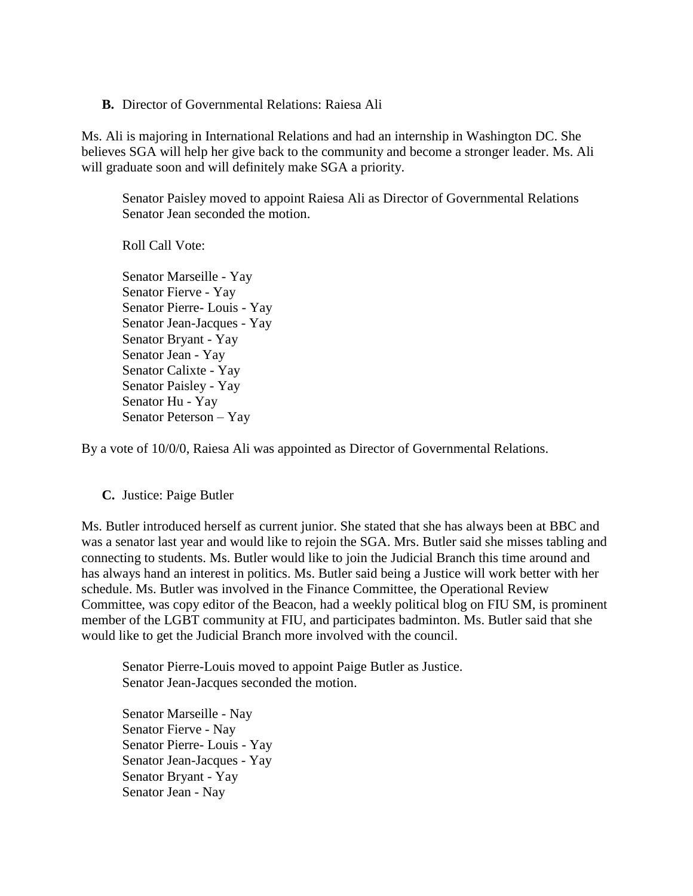**B.** Director of Governmental Relations: Raiesa Ali

Ms. Ali is majoring in International Relations and had an internship in Washington DC. She believes SGA will help her give back to the community and become a stronger leader. Ms. Ali will graduate soon and will definitely make SGA a priority.

Senator Paisley moved to appoint Raiesa Ali as Director of Governmental Relations
Senator Jean seconded the motion.

Roll Call Vote:

Senator Marseille - Yay
Senator Fierve - Yay
Senator Pierre- Louis - Yay
Senator Jean-Jacques - Yay
Senator Bryant - Yay
Senator Jean - Yay
Senator Calixte - Yay
Senator Paisley - Yay
Senator Hu - Yay
Senator Peterson – Yay

By a vote of 10/0/0, Raiesa Ali was appointed as Director of Governmental Relations.

**C.** Justice: Paige Butler

Ms. Butler introduced herself as current junior. She stated that she has always been at BBC and was a senator last year and would like to rejoin the SGA. Mrs. Butler said she misses tabling and connecting to students. Ms. Butler would like to join the Judicial Branch this time around and has always hand an interest in politics. Ms. Butler said being a Justice will work better with her schedule. Ms. Butler was involved in the Finance Committee, the Operational Review Committee, was copy editor of the Beacon, had a weekly political blog on FIU SM, is prominent member of the LGBT community at FIU, and participates badminton. Ms. Butler said that she would like to get the Judicial Branch more involved with the council.

Senator Pierre-Louis moved to appoint Paige Butler as Justice.
Senator Jean-Jacques seconded the motion.

Senator Marseille - Nay
Senator Fierve - Nay
Senator Pierre- Louis - Yay
Senator Jean-Jacques - Yay
Senator Bryant - Yay
Senator Jean - Nay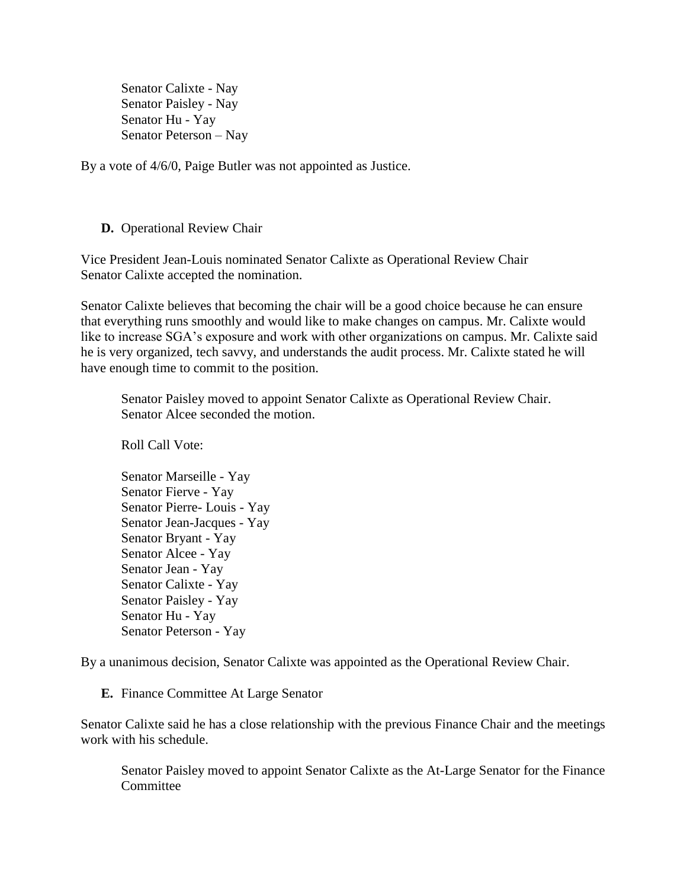Senator Calixte - Nay
Senator Paisley - Nay
Senator Hu - Yay
Senator Peterson – Nay

By a vote of 4/6/0, Paige Butler was not appointed as Justice.

**D.** Operational Review Chair

Vice President Jean-Louis nominated Senator Calixte as Operational Review Chair
Senator Calixte accepted the nomination.

Senator Calixte believes that becoming the chair will be a good choice because he can ensure that everything runs smoothly and would like to make changes on campus. Mr. Calixte would like to increase SGA's exposure and work with other organizations on campus. Mr. Calixte said he is very organized, tech savvy, and understands the audit process. Mr. Calixte stated he will have enough time to commit to the position.

Senator Paisley moved to appoint Senator Calixte as Operational Review Chair.
Senator Alcee seconded the motion.

Roll Call Vote:

Senator Marseille - Yay
Senator Fierve - Yay
Senator Pierre- Louis - Yay
Senator Jean-Jacques - Yay
Senator Bryant - Yay
Senator Alcee - Yay
Senator Jean - Yay
Senator Calixte - Yay
Senator Paisley - Yay
Senator Hu - Yay
Senator Peterson - Yay

By a unanimous decision, Senator Calixte was appointed as the Operational Review Chair.

**E.** Finance Committee At Large Senator

Senator Calixte said he has a close relationship with the previous Finance Chair and the meetings work with his schedule.

Senator Paisley moved to appoint Senator Calixte as the At-Large Senator for the Finance Committee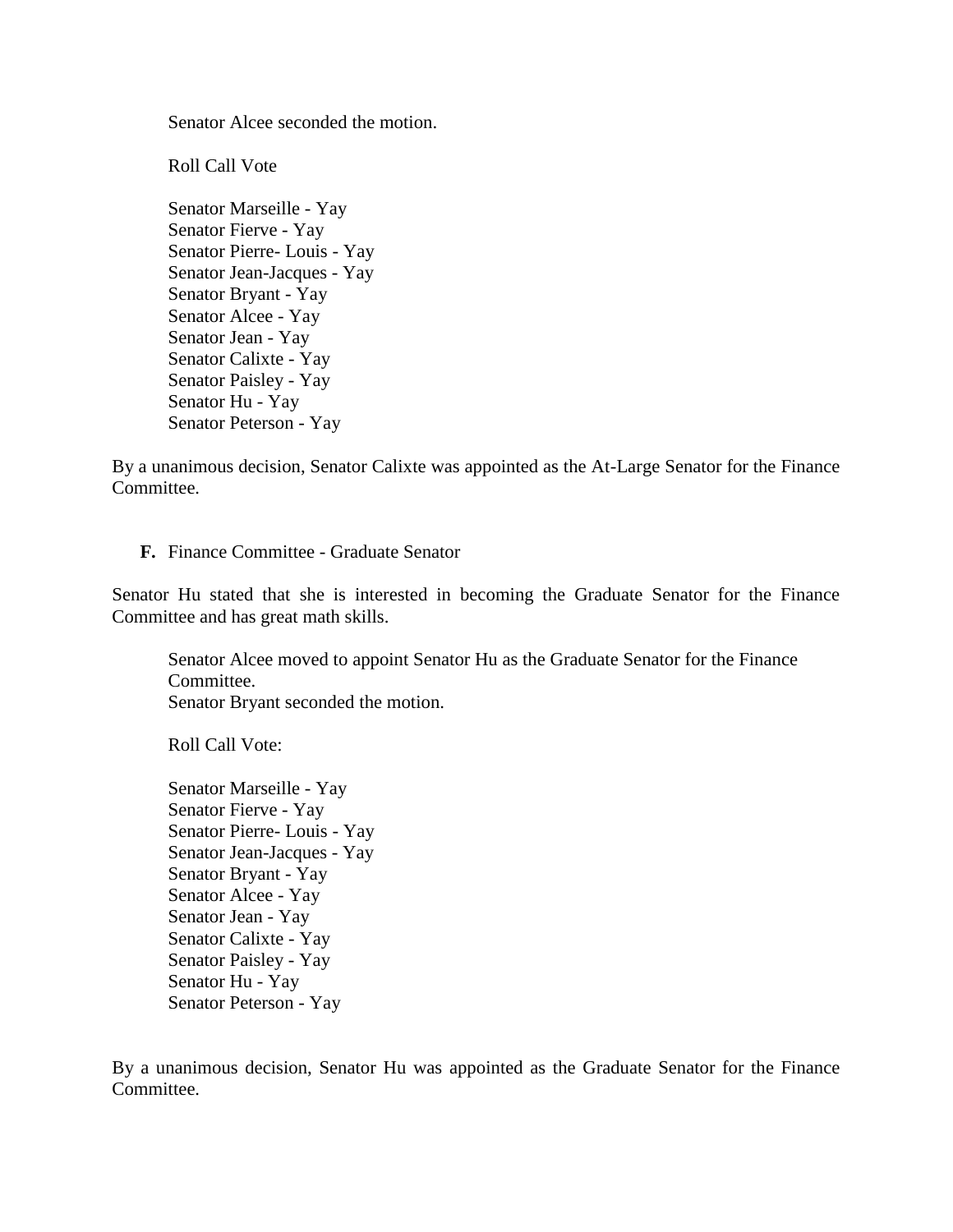Senator Alcee seconded the motion.

Roll Call Vote

Senator Marseille - Yay
Senator Fierve - Yay
Senator Pierre- Louis - Yay
Senator Jean-Jacques - Yay
Senator Bryant - Yay
Senator Alcee - Yay
Senator Jean - Yay
Senator Calixte - Yay
Senator Paisley - Yay
Senator Hu - Yay
Senator Peterson - Yay

By a unanimous decision, Senator Calixte was appointed as the At-Large Senator for the Finance Committee.

**F.** Finance Committee - Graduate Senator

Senator Hu stated that she is interested in becoming the Graduate Senator for the Finance Committee and has great math skills.

Senator Alcee moved to appoint Senator Hu as the Graduate Senator for the Finance Committee.
Senator Bryant seconded the motion.

Roll Call Vote:

Senator Marseille - Yay
Senator Fierve - Yay
Senator Pierre- Louis - Yay
Senator Jean-Jacques - Yay
Senator Bryant - Yay
Senator Alcee - Yay
Senator Jean - Yay
Senator Calixte - Yay
Senator Paisley - Yay
Senator Hu - Yay
Senator Peterson - Yay

By a unanimous decision, Senator Hu was appointed as the Graduate Senator for the Finance Committee.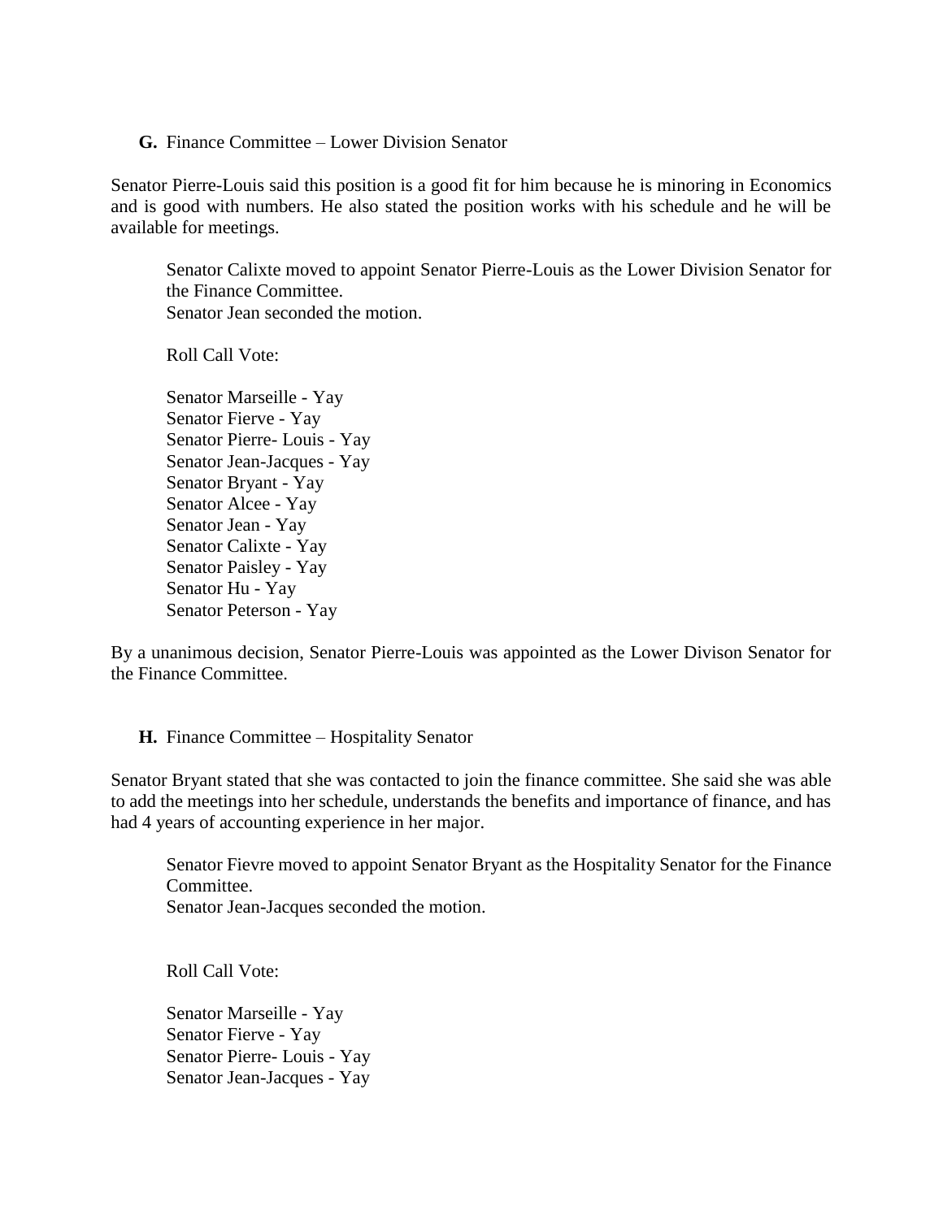**G.** Finance Committee – Lower Division Senator

Senator Pierre-Louis said this position is a good fit for him because he is minoring in Economics and is good with numbers. He also stated the position works with his schedule and he will be available for meetings.

> Senator Calixte moved to appoint Senator Pierre-Louis as the Lower Division Senator for the Finance Committee.
> Senator Jean seconded the motion.
>
> Roll Call Vote:
>
> Senator Marseille - Yay
> Senator Fierve - Yay
> Senator Pierre- Louis - Yay
> Senator Jean-Jacques - Yay
> Senator Bryant - Yay
> Senator Alcee - Yay
> Senator Jean - Yay
> Senator Calixte - Yay
> Senator Paisley - Yay
> Senator Hu - Yay
> Senator Peterson - Yay

By a unanimous decision, Senator Pierre-Louis was appointed as the Lower Divison Senator for the Finance Committee.

**H.** Finance Committee – Hospitality Senator

Senator Bryant stated that she was contacted to join the finance committee. She said she was able to add the meetings into her schedule, understands the benefits and importance of finance, and has had 4 years of accounting experience in her major.

> Senator Fievre moved to appoint Senator Bryant as the Hospitality Senator for the Finance Committee.
> Senator Jean-Jacques seconded the motion.
>
> Roll Call Vote:
>
> Senator Marseille - Yay
> Senator Fierve - Yay
> Senator Pierre- Louis - Yay
> Senator Jean-Jacques - Yay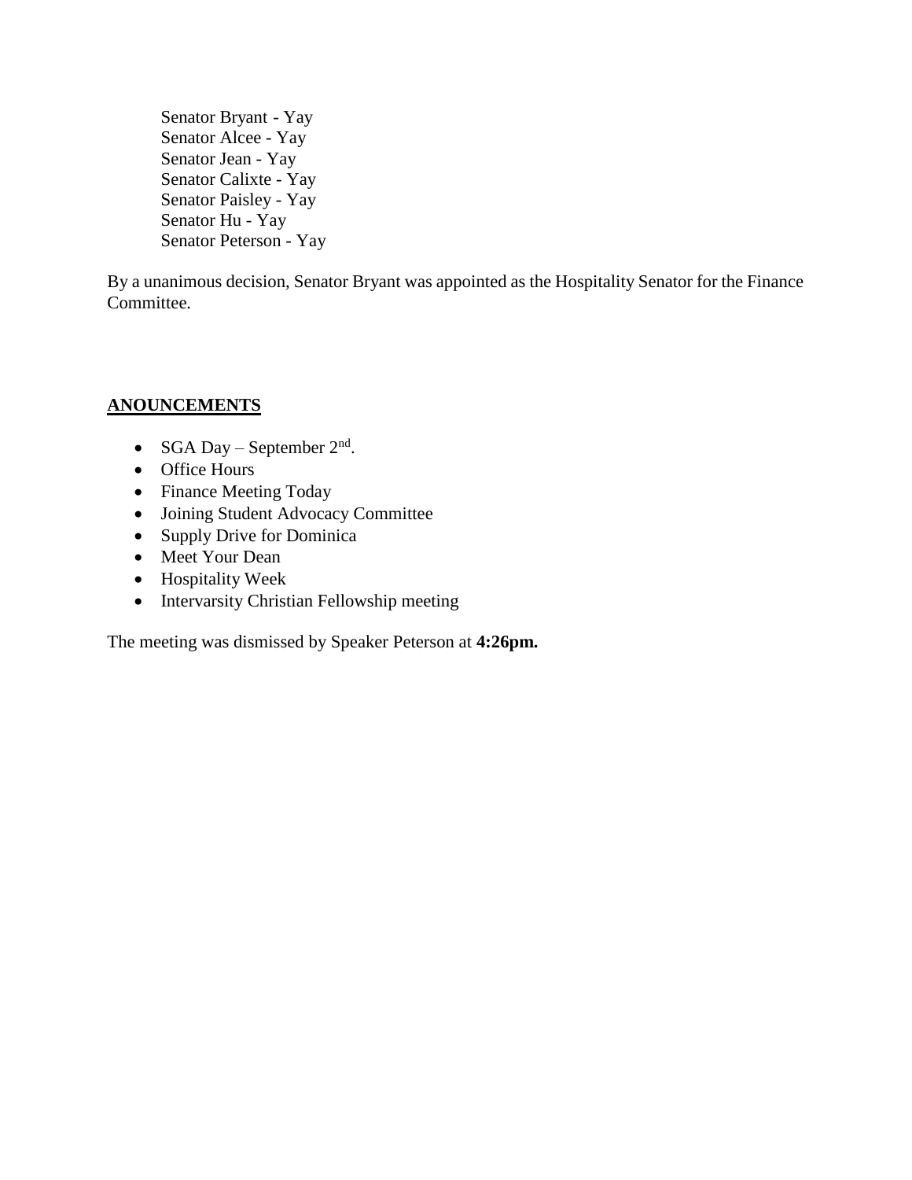Senator Bryant - Yay
Senator Alcee - Yay
Senator Jean - Yay
Senator Calixte - Yay
Senator Paisley - Yay
Senator Hu - Yay
Senator Peterson - Yay

By a unanimous decision, Senator Bryant was appointed as the Hospitality Senator for the Finance Committee.

## ANOUNCEMENTS

- SGA Day – September 2nd.
- Office Hours
- Finance Meeting Today
- Joining Student Advocacy Committee
- Supply Drive for Dominica
- Meet Your Dean
- Hospitality Week
- Intervarsity Christian Fellowship meeting

The meeting was dismissed by Speaker Peterson at **4:26pm.**